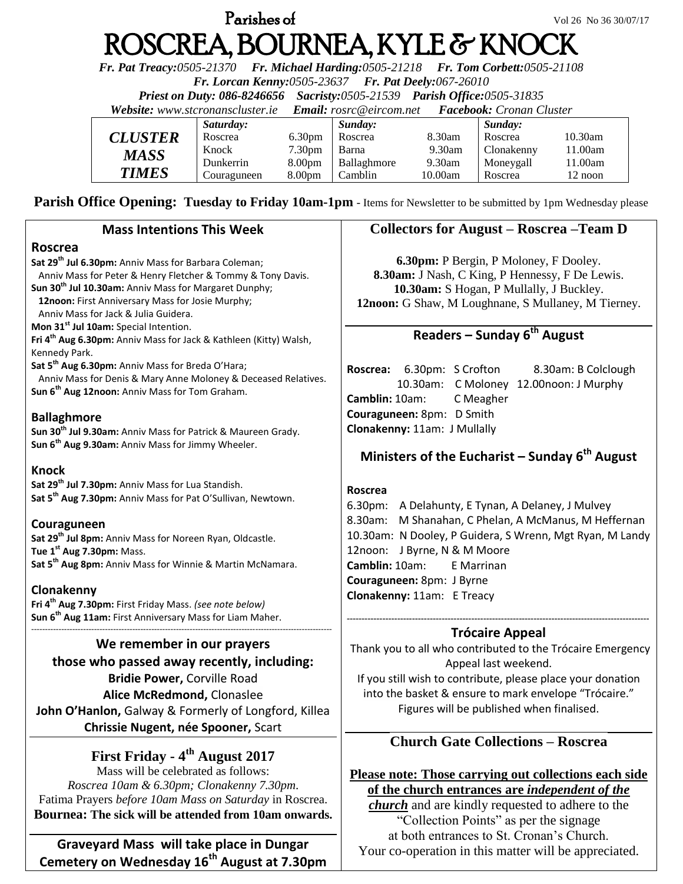Parishes of

# ROSCREA, BOURNEA, KYLE & KNOCK

Vol 26 No 36 30/07/17

***Fr. Pat Treacy:**0505-21370* ***Fr. Michael Harding:**0505-21218* ***Fr. Tom Corbett:**0505-21108*
***Fr. Lorcan Kenny:**0505-23637* ***Fr. Pat Deely:**067-26010*
***Priest on Duty:** 086-8246656* ***Sacristy:**0505-21539* ***Parish Office:**0505-31835*
***Website:** www.stcronanscluster.ie* ***Email:** rosrc@eircom.net* ***Facebook:** Cronan Cluster*

| CLUSTER MASS TIMES | Saturday: | | Sunday: | | Sunday: | |
|---|---|---|---|---|---|---|
| | Roscrea | 6.30pm | Roscrea | 8.30am | Roscrea | 10.30am |
| | Knock | 7.30pm | Barna | 9.30am | Clonakenny | 11.00am |
| | Dunkerrin | 8.00pm | Ballaghmore | 9.30am | Moneygall | 11.00am |
| | Couraguneen | 8.00pm | Camblin | 10.00am | Roscrea | 12 noon |

**Parish Office Opening: Tuesday to Friday 10am-1pm** - Items for Newsletter to be submitted by 1pm Wednesday please

## Mass Intentions This Week

### Roscrea

**Sat 29th Jul 6.30pm:** Anniv Mass for Barbara Coleman;
Anniv Mass for Peter & Henry Fletcher & Tommy & Tony Davis.
**Sun 30th Jul 10.30am:** Anniv Mass for Margaret Dunphy;
**12noon:** First Anniversary Mass for Josie Murphy;
Anniv Mass for Jack & Julia Guidera.
**Mon 31st Jul 10am:** Special Intention.
**Fri 4th Aug 6.30pm:** Anniv Mass for Jack & Kathleen (Kitty) Walsh, Kennedy Park.
**Sat 5th Aug 6.30pm:** Anniv Mass for Breda O'Hara;
Anniv Mass for Denis & Mary Anne Moloney & Deceased Relatives.
**Sun 6th Aug 12noon:** Anniv Mass for Tom Graham.

### Ballaghmore

**Sun 30th Jul 9.30am:** Anniv Mass for Patrick & Maureen Grady.
**Sun 6th Aug 9.30am:** Anniv Mass for Jimmy Wheeler.

### Knock

**Sat 29th Jul 7.30pm:** Anniv Mass for Lua Standish.
**Sat 5th Aug 7.30pm:** Anniv Mass for Pat O'Sullivan, Newtown.

### Couraguneen

**Sat 29th Jul 8pm:** Anniv Mass for Noreen Ryan, Oldcastle.
**Tue 1st Aug 7.30pm:** Mass.
**Sat 5th Aug 8pm:** Anniv Mass for Winnie & Martin McNamara.

### Clonakenny

**Fri 4th Aug 7.30pm:** First Friday Mass. *(see note below)*
**Sun 6th Aug 11am:** First Anniversary Mass for Liam Maher.

## We remember in our prayers those who passed away recently, including:

**Bridie Power,** Corville Road
**Alice McRedmond,** Clonaslee
**John O'Hanlon,** Galway & Formerly of Longford, Killea
**Chrissie Nugent, née Spooner,** Scart

## First Friday - 4th August 2017

Mass will be celebrated as follows:
*Roscrea 10am & 6.30pm; Clonakenny 7.30pm.*
Fatima Prayers *before 10am Mass on Saturday* in Roscrea.
**Bournea: The sick will be attended from 10am onwards.**

## Graveyard Mass will take place in Dungar Cemetery on Wednesday 16th August at 7.30pm

## Collectors for August – Roscrea –Team D

**6.30pm:** P Bergin, P Moloney, F Dooley.
**8.30am:** J Nash, C King, P Hennessy, F De Lewis.
**10.30am:** S Hogan, P Mullally, J Buckley.
**12noon:** G Shaw, M Loughnane, S Mullaney, M Tierney.

## Readers – Sunday 6th August

**Roscrea:** 6.30pm: S Crofton 8.30am: B Colclough
10.30am: C Moloney 12.00noon: J Murphy
**Camblin:** 10am: C Meagher
**Couraguneen:** 8pm: D Smith
**Clonakenny:** 11am: J Mullally

## Ministers of the Eucharist – Sunday 6th August

**Roscrea**
6.30pm: A Delahunty, E Tynan, A Delaney, J Mulvey
8.30am: M Shanahan, C Phelan, A McManus, M Heffernan
10.30am: N Dooley, P Guidera, S Wrenn, Mgt Ryan, M Landy
12noon: J Byrne, N & M Moore
**Camblin:** 10am: E Marrinan
**Couraguneen:** 8pm: J Byrne
**Clonakenny:** 11am: E Treacy

## Trócaire Appeal

Thank you to all who contributed to the Trócaire Emergency Appeal last weekend.
If you still wish to contribute, please place your donation into the basket & ensure to mark envelope "Trócaire."
Figures will be published when finalised.

## Church Gate Collections – Roscrea

**Please note: Those carrying out collections each side of the church entrances are *independent of the church*** and are kindly requested to adhere to the "Collection Points" as per the signage at both entrances to St. Cronan's Church.
Your co-operation in this matter will be appreciated.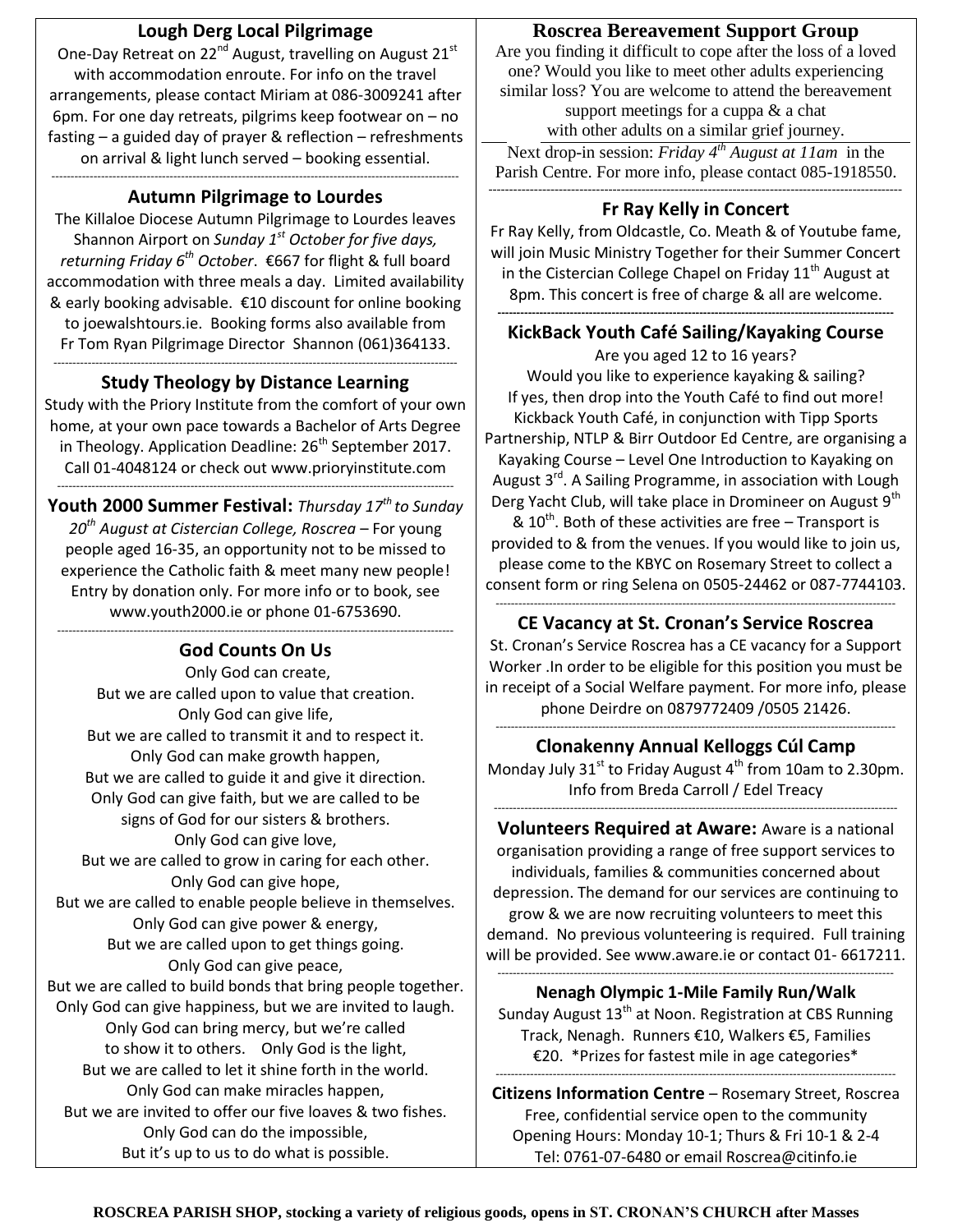## Lough Derg Local Pilgrimage

One-Day Retreat on 22nd August, travelling on August 21st with accommodation enroute. For info on the travel arrangements, please contact Miriam at 086-3009241 after 6pm. For one day retreats, pilgrims keep footwear on – no fasting – a guided day of prayer & reflection – refreshments on arrival & light lunch served – booking essential.

## Autumn Pilgrimage to Lourdes

The Killaloe Diocese Autumn Pilgrimage to Lourdes leaves Shannon Airport on *Sunday 1st October for five days, returning Friday 6th October*. €667 for flight & full board accommodation with three meals a day. Limited availability & early booking advisable. €10 discount for online booking to joewalshtours.ie. Booking forms also available from Fr Tom Ryan Pilgrimage Director Shannon (061)364133.

## Study Theology by Distance Learning

Study with the Priory Institute from the comfort of your own home, at your own pace towards a Bachelor of Arts Degree in Theology. Application Deadline: 26th September 2017. Call 01-4048124 or check out www.prioryinstitute.com

**Youth 2000 Summer Festival:** *Thursday 17th to Sunday 20th August at Cistercian College, Roscrea* – For young people aged 16-35, an opportunity not to be missed to experience the Catholic faith & meet many new people! Entry by donation only. For more info or to book, see www.youth2000.ie or phone 01-6753690.

## God Counts On Us

Only God can create,
But we are called upon to value that creation.
Only God can give life,
But we are called to transmit it and to respect it.
Only God can make growth happen,
But we are called to guide it and give it direction.
Only God can give faith, but we are called to be
signs of God for our sisters & brothers.
Only God can give love,
But we are called to grow in caring for each other.
Only God can give hope,
But we are called to enable people believe in themselves.
Only God can give power & energy,
But we are called upon to get things going.
Only God can give peace,
But we are called to build bonds that bring people together.
Only God can give happiness, but we are invited to laugh.
Only God can bring mercy, but we're called
to show it to others. Only God is the light,
But we are called to let it shine forth in the world.
Only God can make miracles happen,
But we are invited to offer our five loaves & two fishes.
Only God can do the impossible,
But it's up to us to do what is possible.

## Roscrea Bereavement Support Group

Are you finding it difficult to cope after the loss of a loved one? Would you like to meet other adults experiencing similar loss? You are welcome to attend the bereavement support meetings for a cuppa & a chat with other adults on a similar grief journey.

Next drop-in session: *Friday 4th August at 11am* in the Parish Centre. For more info, please contact 085-1918550.

## Fr Ray Kelly in Concert

Fr Ray Kelly, from Oldcastle, Co. Meath & of Youtube fame, will join Music Ministry Together for their Summer Concert in the Cistercian College Chapel on Friday 11th August at 8pm. This concert is free of charge & all are welcome.

## KickBack Youth Café Sailing/Kayaking Course

Are you aged 12 to 16 years?
Would you like to experience kayaking & sailing?
If yes, then drop into the Youth Café to find out more! Kickback Youth Café, in conjunction with Tipp Sports Partnership, NTLP & Birr Outdoor Ed Centre, are organising a Kayaking Course – Level One Introduction to Kayaking on August 3rd. A Sailing Programme, in association with Lough Derg Yacht Club, will take place in Dromineer on August 9th & 10th. Both of these activities are free – Transport is provided to & from the venues. If you would like to join us, please come to the KBYC on Rosemary Street to collect a consent form or ring Selena on 0505-24462 or 087-7744103.

## CE Vacancy at St. Cronan's Service Roscrea

St. Cronan's Service Roscrea has a CE vacancy for a Support Worker .In order to be eligible for this position you must be in receipt of a Social Welfare payment. For more info, please phone Deirdre on 0879772409 /0505 21426.

## Clonakenny Annual Kelloggs Cúl Camp

Monday July 31st to Friday August 4th from 10am to 2.30pm. Info from Breda Carroll / Edel Treacy

**Volunteers Required at Aware:** Aware is a national organisation providing a range of free support services to individuals, families & communities concerned about depression. The demand for our services are continuing to grow & we are now recruiting volunteers to meet this demand. No previous volunteering is required. Full training will be provided. See www.aware.ie or contact 01- 6617211.

### Nenagh Olympic 1-Mile Family Run/Walk

Sunday August 13th at Noon. Registration at CBS Running Track, Nenagh. Runners €10, Walkers €5, Families €20. *Prizes for fastest mile in age categories*

**Citizens Information Centre** – Rosemary Street, Roscrea
Free, confidential service open to the community
Opening Hours: Monday 10-1; Thurs & Fri 10-1 & 2-4
Tel: 0761-07-6480 or email Roscrea@citinfo.ie

**ROSCREA PARISH SHOP, stocking a variety of religious goods, opens in ST. CRONAN'S CHURCH after Masses**